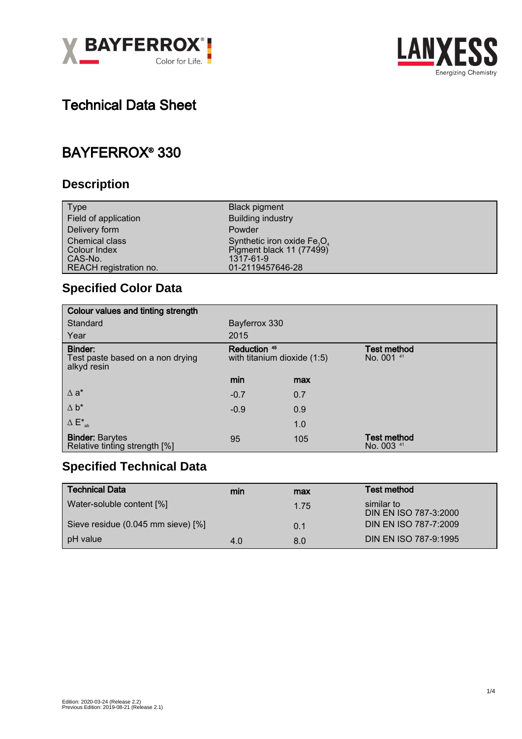# Technical Data Sheet

## BAYFERROX® 330

### Description

| | |
|---|---|
| Type | Black pigment |
| Field of application | Building industry |
| Delivery form | Powder |
| Chemical class | Synthetic iron oxide $Fe_3O_4$ |
| Colour Index | Pigment black 11 (77499) |
| CAS-No. | 1317-61-9 |
| REACH registration no. | 01-2119457646-28 |

### Specified Color Data

| **Colour values and tinting strength** | | | |
|---|---|---|---|
| Standard | Bayferrox 330 | | |
| Year | 2015 | | |
| **Binder:** Test paste based on a non drying alkyd resin | **Reduction** [45] with titanium dioxide (1:5) | | **Test method** No. 001 [41] |
| | **min** | **max** | |
| ∆ a* | -0.7 | 0.7 | |
| ∆ b* | -0.9 | 0.9 | |
| ∆ $E^*_{ab}$ | | 1.0 | |
| **Binder:** Barytes Relative tinting strength [%] | 95 | 105 | **Test method** No. 003 [41] |

### Specified Technical Data

| **Technical Data** | **min** | **max** | **Test method** |
|---|---|---|---|
| Water-soluble content [%] | | 1.75 | similar to DIN EN ISO 787-3:2000 |
| Sieve residue (0.045 mm sieve) [%] | | 0.1 | DIN EN ISO 787-7:2009 |
| pH value | 4.0 | 8.0 | DIN EN ISO 787-9:1995 |

Edition: 2020-03-24 (Release 2.2)
Previous Edition: 2019-08-21 (Release 2.1)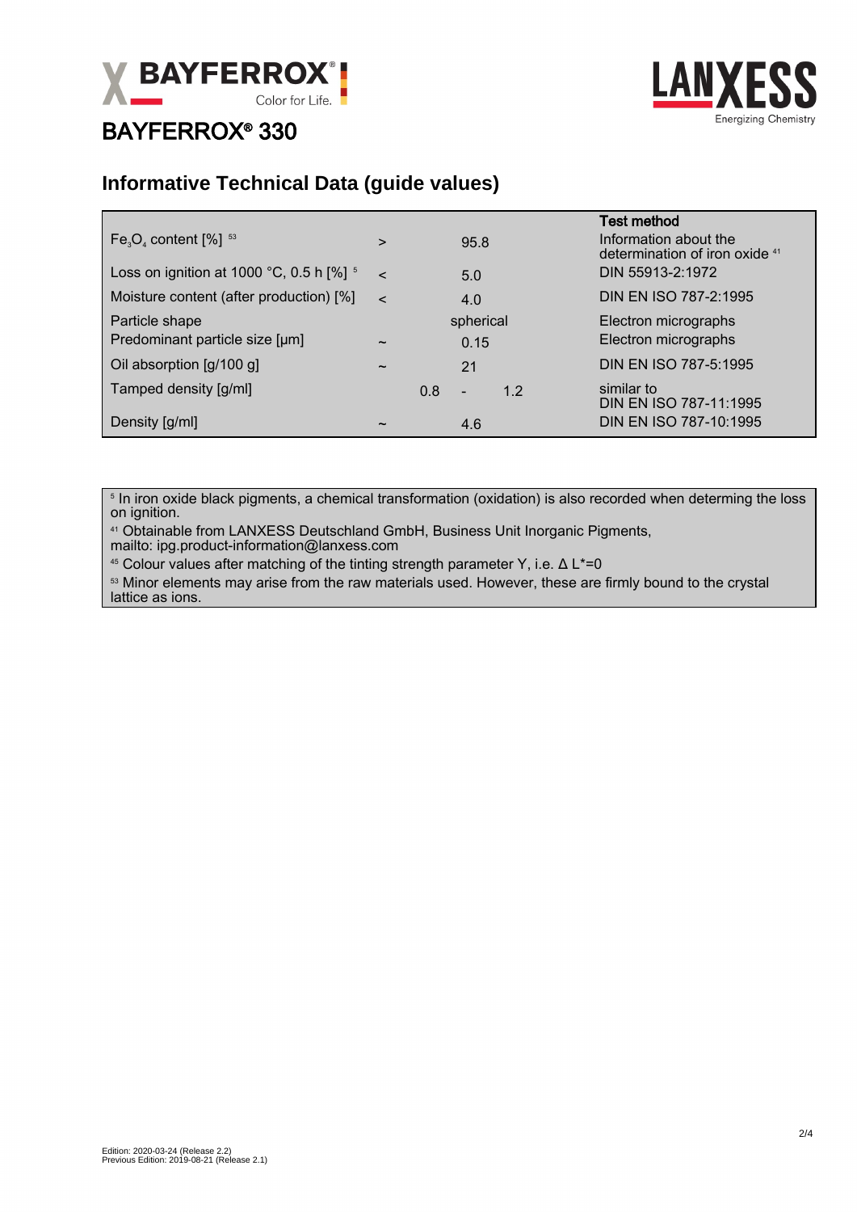# BAYFERROX® 330

## Informative Technical Data (guide values)

| | | | Test method |
|---|---|---|---|
| $Fe_3O_4$ content [%] [53] | > | 95.8 | Information about the determination of iron oxide [41] |
| Loss on ignition at 1000 °C, 0.5 h [%] [5] | < | 5.0 | DIN 55913-2:1972 |
| Moisture content (after production) [%] | < | 4.0 | DIN EN ISO 787-2:1995 |
| Particle shape | | spherical | Electron micrographs |
| Predominant particle size [µm] | ~ | 0.15 | Electron micrographs |
| Oil absorption [g/100 g] | ~ | 21 | DIN EN ISO 787-5:1995 |
| Tamped density [g/ml] | | 0.8 - 1.2 | similar to DIN EN ISO 787-11:1995 |
| Density [g/ml] | ~ | 4.6 | DIN EN ISO 787-10:1995 |

[5] In iron oxide black pigments, a chemical transformation (oxidation) is also recorded when determing the loss on ignition.

[41] Obtainable from LANXESS Deutschland GmbH, Business Unit Inorganic Pigments, mailto: ipg.product-information@lanxess.com

[45] Colour values after matching of the tinting strength parameter Y, i.e. Δ L*=0

[53] Minor elements may arise from the raw materials used. However, these are firmly bound to the crystal lattice as ions.

Edition: 2020-03-24 (Release 2.2)
Previous Edition: 2019-08-21 (Release 2.1)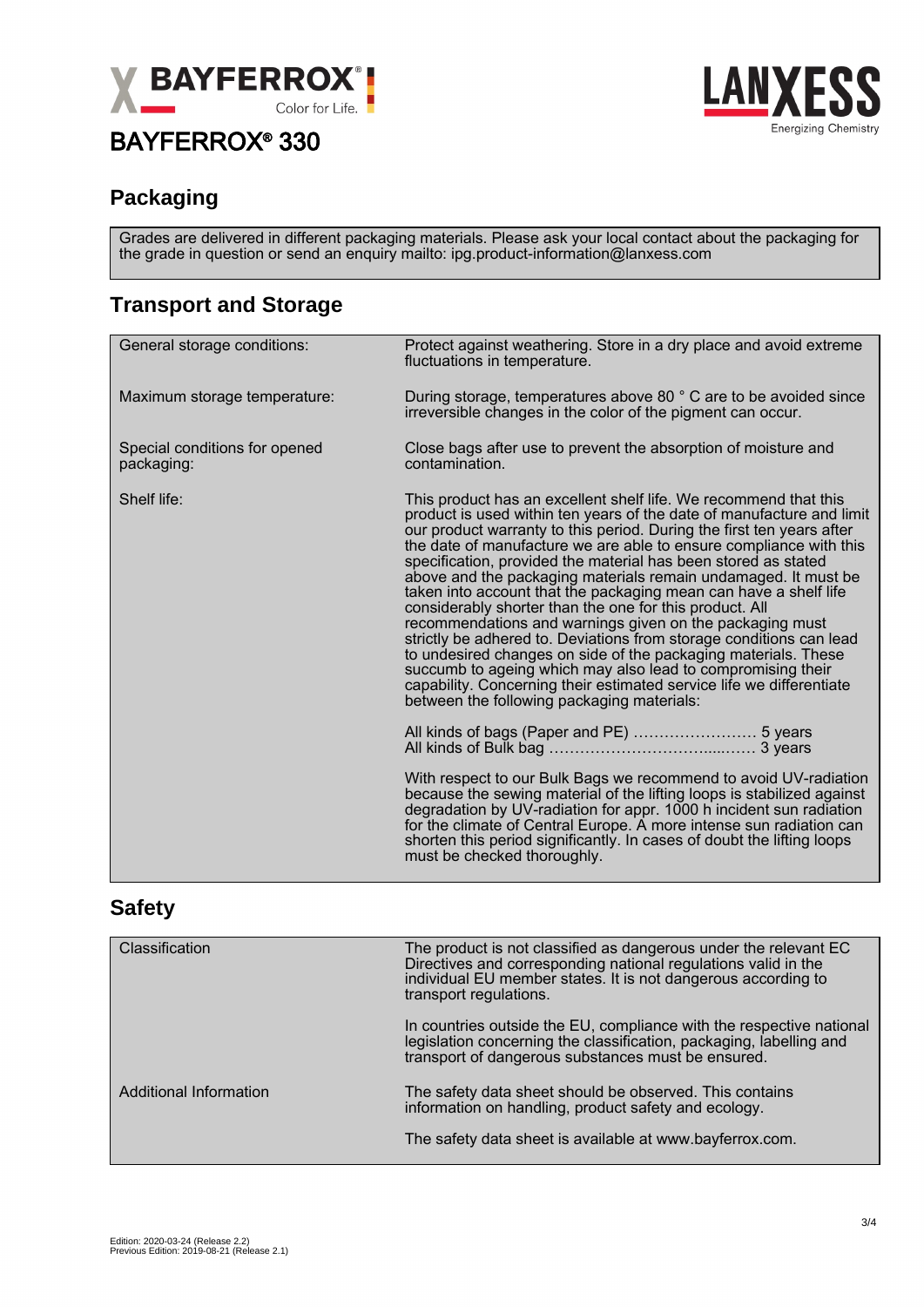# BAYFERROX® 330

## Packaging

Grades are delivered in different packaging materials. Please ask your local contact about the packaging for the grade in question or send an enquiry mailto: ipg.product-information@lanxess.com

## Transport and Storage

| | |
|---|---|
| General storage conditions: | Protect against weathering. Store in a dry place and avoid extreme fluctuations in temperature. |
| Maximum storage temperature: | During storage, temperatures above 80 ° C are to be avoided since irreversible changes in the color of the pigment can occur. |
| Special conditions for opened packaging: | Close bags after use to prevent the absorption of moisture and contamination. |
| Shelf life: | This product has an excellent shelf life. We recommend that this product is used within ten years of the date of manufacture and limit our product warranty to this period. During the first ten years after the date of manufacture we are able to ensure compliance with this specification, provided the material has been stored as stated above and the packaging materials remain undamaged. It must be taken into account that the packaging mean can have a shelf life considerably shorter than the one for this product. All recommendations and warnings given on the packaging must strictly be adhered to. Deviations from storage conditions can lead to undesired changes on side of the packaging materials. These succumb to ageing which may also lead to compromising their capability. Concerning their estimated service life we differentiate between the following packaging materials:<br><br>All kinds of bags (Paper and PE) …………………… 5 years<br>All kinds of Bulk bag …………………………....…… 3 years<br><br>With respect to our Bulk Bags we recommend to avoid UV-radiation because the sewing material of the lifting loops is stabilized against degradation by UV-radiation for appr. 1000 h incident sun radiation for the climate of Central Europe. A more intense sun radiation can shorten this period significantly. In cases of doubt the lifting loops must be checked thoroughly. |

## Safety

| | |
|---|---|
| Classification | The product is not classified as dangerous under the relevant EC Directives and corresponding national regulations valid in the individual EU member states. It is not dangerous according to transport regulations.<br><br>In countries outside the EU, compliance with the respective national legislation concerning the classification, packaging, labelling and transport of dangerous substances must be ensured. |
| Additional Information | The safety data sheet should be observed. This contains information on handling, product safety and ecology.<br><br>The safety data sheet is available at www.bayferrox.com. |

Edition: 2020-03-24 (Release 2.2)
Previous Edition: 2019-08-21 (Release 2.1)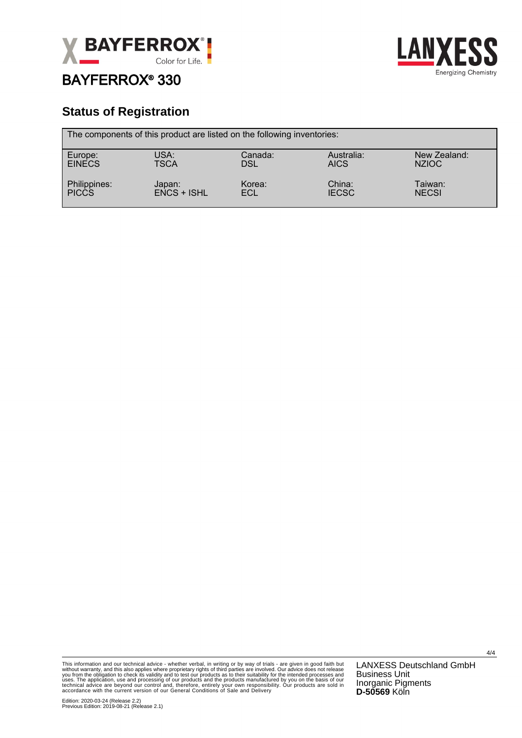# BAYFERROX® 330

## Status of Registration

| The components of this product are listed on the following inventories: | | | | |
|---|---|---|---|---|
| Europe: EINECS | USA: TSCA | Canada: DSL | Australia: AICS | New Zealand: NZIOC |
| Philippines: PICCS | Japan: ENCS + ISHL | Korea: ECL | China: IECSC | Taiwan: NECSI |

This information and our technical advice - whether verbal, in writing or by way of trials - are given in good faith but without warranty, and this also applies where proprietary rights of third parties are involved. Our advice does not release you from the obligation to check its validity and to test our products as to their suitability for the intended processes and uses. The application, use and processing of our products and the products manufactured by you on the basis of our technical advice are beyond our control and, therefore, entirely your own responsibility. Our products are sold in accordance with the current version of our General Conditions of Sale and Delivery

LANXESS Deutschland GmbH
Business Unit
Inorganic Pigments
**D-50569** Köln

Edition: 2020-03-24 (Release 2.2)
Previous Edition: 2019-08-21 (Release 2.1)